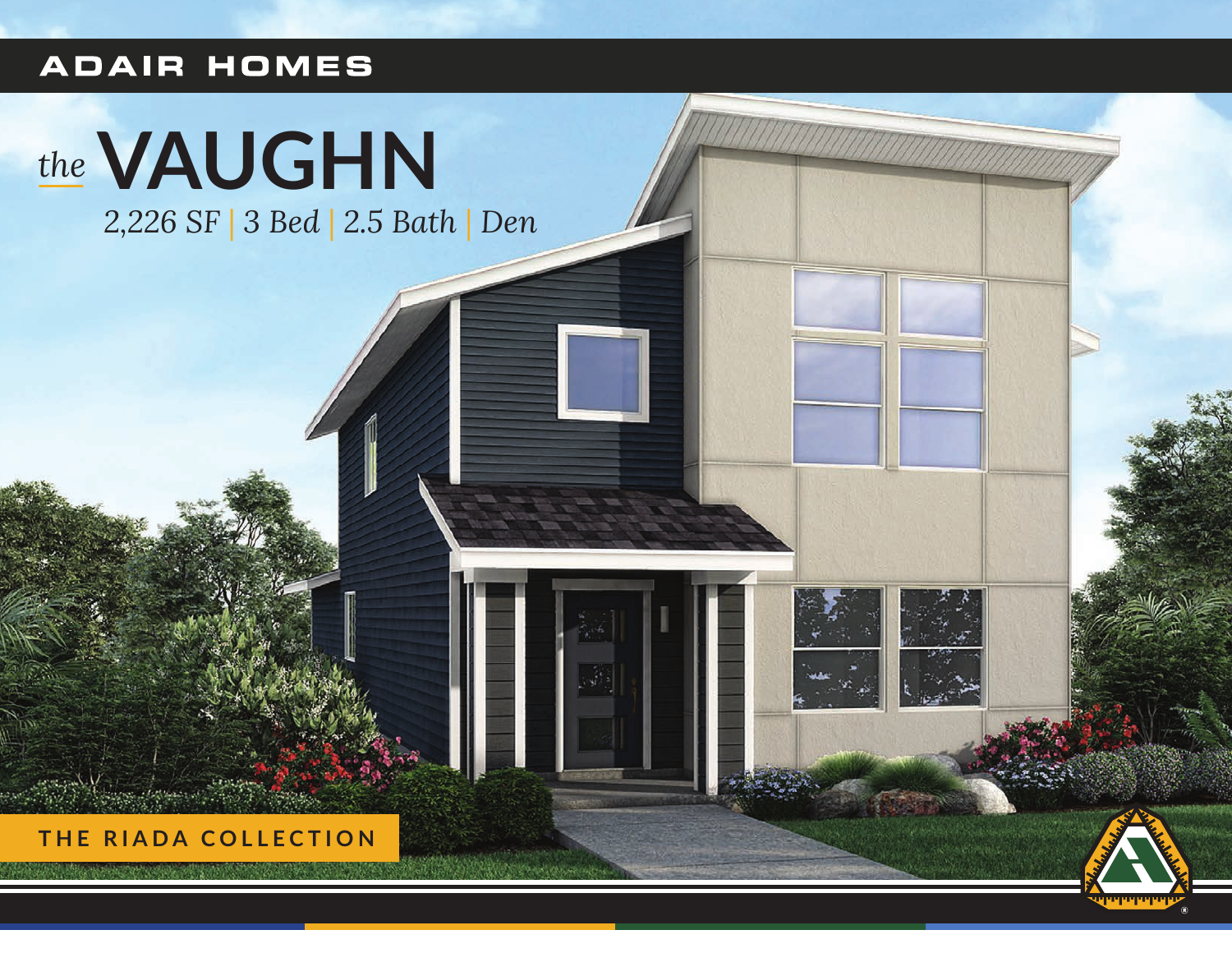ADAIR HOMES

# *the* VAUGHN

*2,226 SF | 3 Bed | 2.5 Bath | Den*

THE RIADA COLLECTION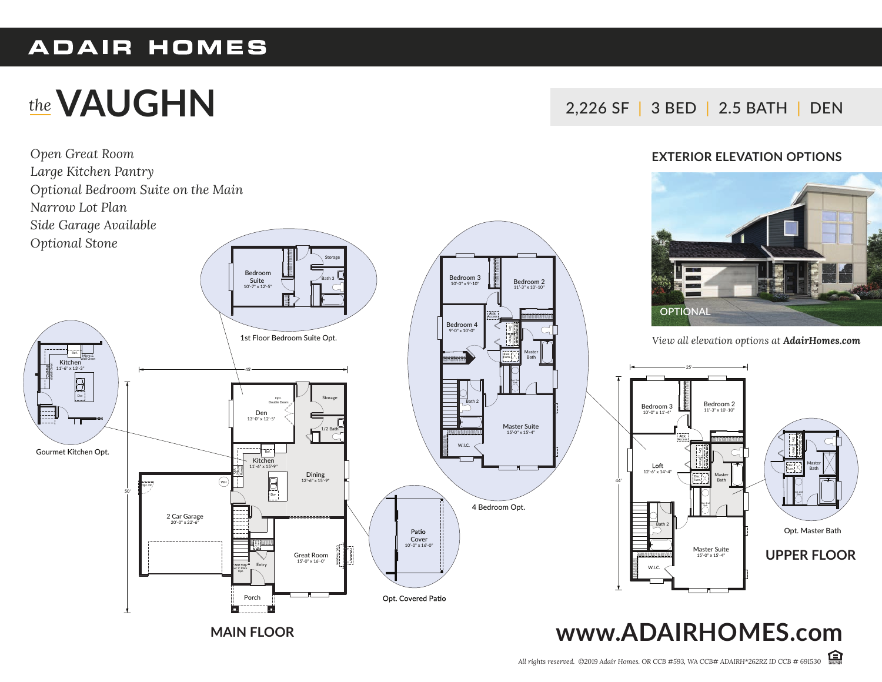# ADAIR HOMES

# *the* VAUGHN

## 2,226 SF | 3 BED | 2.5 BATH | DEN

*Open Great Room*
*Large Kitchen Pantry*
*Optional Bedroom Suite on the Main*
*Narrow Lot Plan*
*Side Garage Available*
*Optional Stone*

### EXTERIOR ELEVATION OPTIONS

OPTIONAL

*View all elevation options at* ***AdairHomes.com***

1st Floor Bedroom Suite Opt.

Bedroom Suite 10'-7" x 12'-5"
Bath 3
Storage

Gourmet Kitchen Opt.

Kitchen 11'-6" x 13'-3"

4 Bedroom Opt.

Bedroom 3 10'-0" x 9'-10"
Bedroom 2 11'-3" x 10'-10"
Bedroom 4 9'-0" x 10'-0"
Master Bath
Bath 2
W.I.C.
Master Suite 15'-0" x 15'-4"

Opt. Covered Patio

Patio Cover 10'-0" x 16'-0"

45'
50'

Den 13'-0" x 12'-5"
Opt. Double Doors
Storage
1/2 Bath
Kitchen 11'-6" x 15'-9"
Dining 12'-6" x 15'-9"
2 Car Garage 20'-0" x 22'-6"
Great Room 15'-0" x 16'-0"
Entry
Porch

### MAIN FLOOR

25'
44'

Bedroom 3 10'-0" x 11'-4"
Bedroom 2 11'-3" x 10'-10"
Loft 12'-6" x 14'-4"
Master Bath
Bath 2
W.I.C.
Master Suite 15'-0" x 15'-4"

Opt. Master Bath

### UPPER FLOOR

## www.ADAIRHOMES.com

*All rights reserved. ©2019 Adair Homes. OR CCB #593, WA CCB# ADAIRH*262RZ ID CCB # 691530*